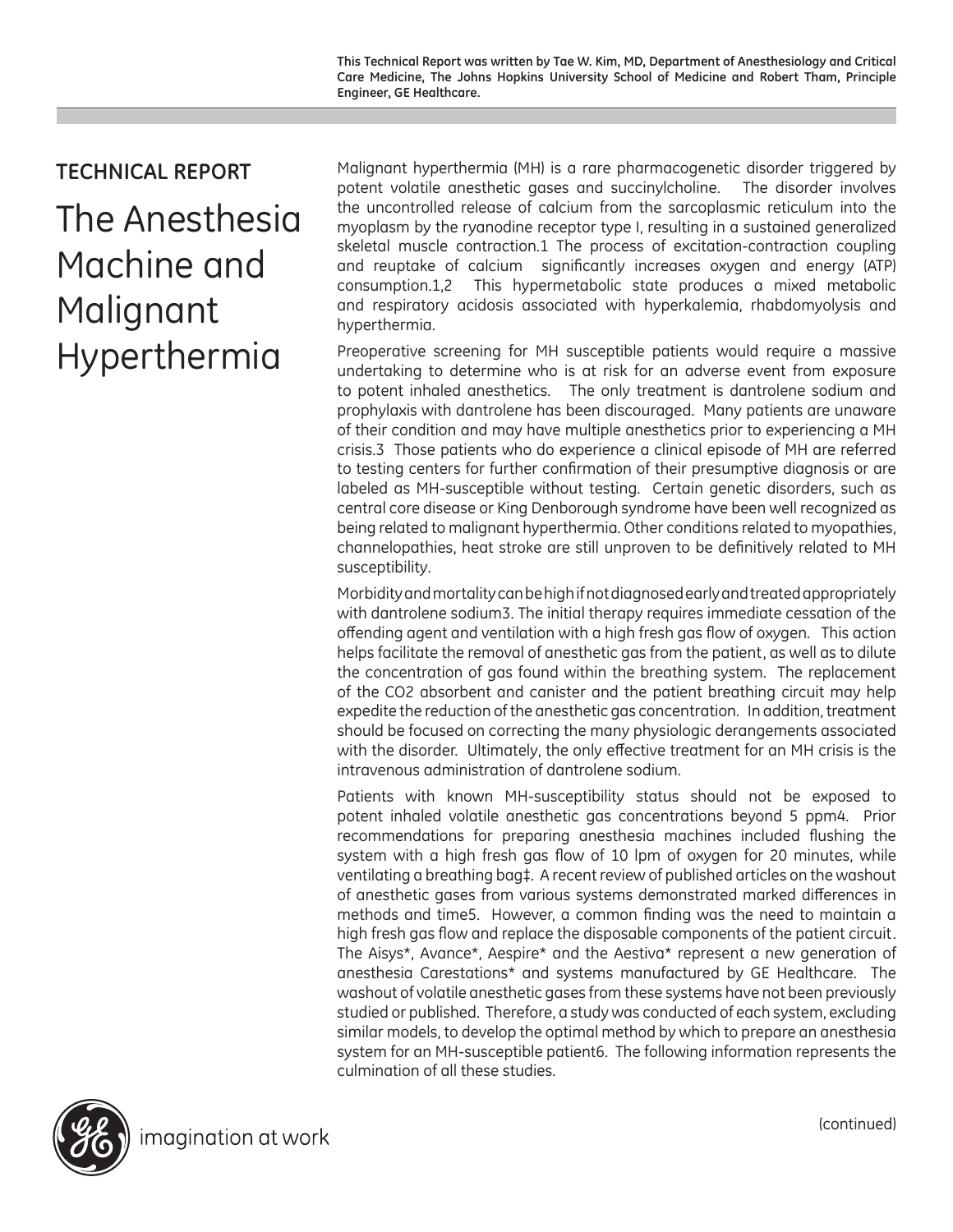This Technical Report was written by Tae W. Kim, MD, Department of Anesthesiology and Critical Care Medicine, The Johns Hopkins University School of Medicine and Robert Tham, Principle Engineer, GE Healthcare.

**TECHNICAL REPORT**

# The Anesthesia Machine and Malignant Hyperthermia

Malignant hyperthermia (MH) is a rare pharmacogenetic disorder triggered by potent volatile anesthetic gases and succinylcholine. The disorder involves the uncontrolled release of calcium from the sarcoplasmic reticulum into the myoplasm by the ryanodine receptor type I, resulting in a sustained generalized skeletal muscle contraction.[1] The process of excitation-contraction coupling and reuptake of calcium significantly increases oxygen and energy (ATP) consumption.[1,2] This hypermetabolic state produces a mixed metabolic and respiratory acidosis associated with hyperkalemia, rhabdomyolysis and hyperthermia.

Preoperative screening for MH susceptible patients would require a massive undertaking to determine who is at risk for an adverse event from exposure to potent inhaled anesthetics. The only treatment is dantrolene sodium and prophylaxis with dantrolene has been discouraged. Many patients are unaware of their condition and may have multiple anesthetics prior to experiencing a MH crisis.[3] Those patients who do experience a clinical episode of MH are referred to testing centers for further confirmation of their presumptive diagnosis or are labeled as MH-susceptible without testing. Certain genetic disorders, such as central core disease or King Denborough syndrome have been well recognized as being related to malignant hyperthermia. Other conditions related to myopathies, channelopathies, heat stroke are still unproven to be definitively related to MH susceptibility.

Morbidity and mortality can be high if not diagnosed early and treated appropriately with dantrolene sodium[3]. The initial therapy requires immediate cessation of the offending agent and ventilation with a high fresh gas flow of oxygen. This action helps facilitate the removal of anesthetic gas from the patient, as well as to dilute the concentration of gas found within the breathing system. The replacement of the $CO_2$ absorbent and canister and the patient breathing circuit may help expedite the reduction of the anesthetic gas concentration. In addition, treatment should be focused on correcting the many physiologic derangements associated with the disorder. Ultimately, the only effective treatment for an MH crisis is the intravenous administration of dantrolene sodium.

Patients with known MH-susceptibility status should not be exposed to potent inhaled volatile anesthetic gas concentrations beyond 5 ppm[4]. Prior recommendations for preparing anesthesia machines included flushing the system with a high fresh gas flow of 10 lpm of oxygen for 20 minutes, while ventilating a breathing bag‡. A recent review of published articles on the washout of anesthetic gases from various systems demonstrated marked differences in methods and time[5]. However, a common finding was the need to maintain a high fresh gas flow and replace the disposable components of the patient circuit. The Aisys*, Avance*, Aespire* and the Aestiva* represent a new generation of anesthesia Carestations* and systems manufactured by GE Healthcare. The washout of volatile anesthetic gases from these systems have not been previously studied or published. Therefore, a study was conducted of each system, excluding similar models, to develop the optimal method by which to prepare an anesthesia system for an MH-susceptible patient[6]. The following information represents the culmination of all these studies.

imagination at work

(continued)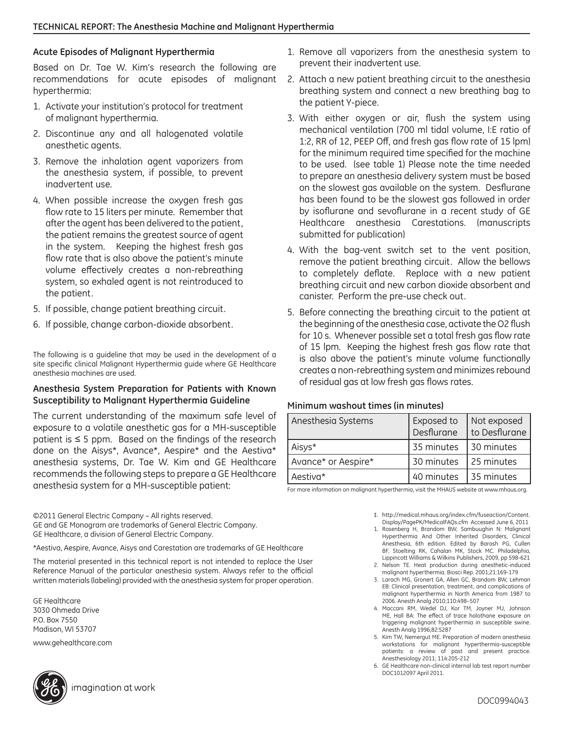## Acute Episodes of Malignant Hyperthermia

Based on Dr. Tae W. Kim's research the following are recommendations for acute episodes of malignant hyperthermia:

1. Activate your institution's protocol for treatment of malignant hyperthermia.
2. Discontinue any and all halogenated volatile anesthetic agents.
3. Remove the inhalation agent vaporizers from the anesthesia system, if possible, to prevent inadvertent use.
4. When possible increase the oxygen fresh gas flow rate to 15 liters per minute. Remember that after the agent has been delivered to the patient, the patient remains the greatest source of agent in the system. Keeping the highest fresh gas flow rate that is also above the patient's minute volume effectively creates a non-rebreathing system, so exhaled agent is not reintroduced to the patient.
5. If possible, change patient breathing circuit.
6. If possible, change carbon-dioxide absorbent.

The following is a guideline that may be used in the development of a site specific clinical Malignant Hyperthermia guide where GE Healthcare anesthesia machines are used.

## Anesthesia System Preparation for Patients with Known Susceptibility to Malignant Hyperthermia Guideline

The current understanding of the maximum safe level of exposure to a volatile anesthetic gas for a MH-susceptible patient is ≤ 5 ppm. Based on the findings of the research done on the Aisys*, Avance*, Aespire* and the Aestiva* anesthesia systems, Dr. Tae W. Kim and GE Healthcare recommends the following steps to prepare a GE Healthcare anesthesia system for a MH-susceptible patient:

1. Remove all vaporizers from the anesthesia system to prevent their inadvertent use.
2. Attach a new patient breathing circuit to the anesthesia breathing system and connect a new breathing bag to the patient Y-piece.
3. With either oxygen or air, flush the system using mechanical ventilation (700 ml tidal volume, I:E ratio of 1:2, RR of 12, PEEP Off, and fresh gas flow rate of 15 lpm) for the minimum required time specified for the machine to be used. (see table 1) Please note the time needed to prepare an anesthesia delivery system must be based on the slowest gas available on the system. Desflurane has been found to be the slowest gas followed in order by isoflurane and sevoflurane in a recent study of GE Healthcare anesthesia Carestations. (manuscripts submitted for publication)
4. With the bag-vent switch set to the vent position, remove the patient breathing circuit. Allow the bellows to completely deflate. Replace with a new patient breathing circuit and new carbon dioxide absorbent and canister. Perform the pre-use check out.
5. Before connecting the breathing circuit to the patient at the beginning of the anesthesia case, activate the O2 flush for 10 s. Whenever possible set a total fresh gas flow rate of 15 lpm. Keeping the highest fresh gas flow rate that is also above the patient's minute volume functionally creates a non-rebreathing system and minimizes rebound of residual gas at low fresh gas flows rates.

### Minimum washout times (in minutes)

| Anesthesia Systems | Exposed to Desflurane | Not exposed to Desflurane |
|---|---|---|
| Aisys* | 35 minutes | 30 minutes |
| Avance* or Aespire* | 30 minutes | 25 minutes |
| Aestiva* | 40 minutes | 35 minutes |

For more information on malignant hyperthermia, visit the MHAUS website at www.mhaus.org.

©2011 General Electric Company – All rights reserved.
GE and GE Monogram are trademarks of General Electric Company.
GE Healthcare, a division of General Electric Company.

*Aestiva, Aespire, Avance, Aisys and Carestation are trademarks of GE Healthcare

The material presented in this technical report is not intended to replace the User Reference Manual of the particular anesthesia system. Always refer to the official written materials (labeling) provided with the anesthesia system for proper operation.

GE Healthcare
3030 Ohmeda Drive
P.O. Box 7550
Madison, WI 53707

www.gehealthcare.com

imagination at work

‡. http://medical.mhaus.org/index.cfm/fuseaction/Content.Display/PagePK/MedicalFAQs.cfm Accessed June 6, 2011

1. Rosenberg H, Brandom BW, Sambuughin N: Malignant Hyperthermia And Other Inherited Disorders, Clinical Anesthesia, 6th edition. Edited by Barash PG, Cullen BF, Stoelting RK, Cahalan MK, Stock MC. Philadelphia, Lippincott Williams & Wilkins Publishers, 2009, pp 598-621
2. Nelson TE. Heat production during anesthetic-induced malignant hyperthermia. Biosci Rep. 2001;21:169-179
3. Larach MG, Gronert GA, Allen GC, Brandom BW, Lehman EB: Clinical presentation, treatment, and complications of malignant hyperthermia in North America from 1987 to 2006. Anesth Analg 2010;110:498–507
4. Maccani RM, Wedel DJ, Kor TM, Joyner MJ, Johnson ME, Hall BA: The effect of trace halothane exposure on triggering malignant hyperthermia in susceptible swine. Anesth Analg 1996;82:S287
5. Kim TW, Nemergut ME. Preparation of modern anesthesia workstations for malignant hyperthermia-susceptible patients: a review of past and present practice. Anesthesiology 2011; 114:205-212
6. GE Healthcare non-clinical internal lab test report number DOC1012097 April 2011.

DOC0994043